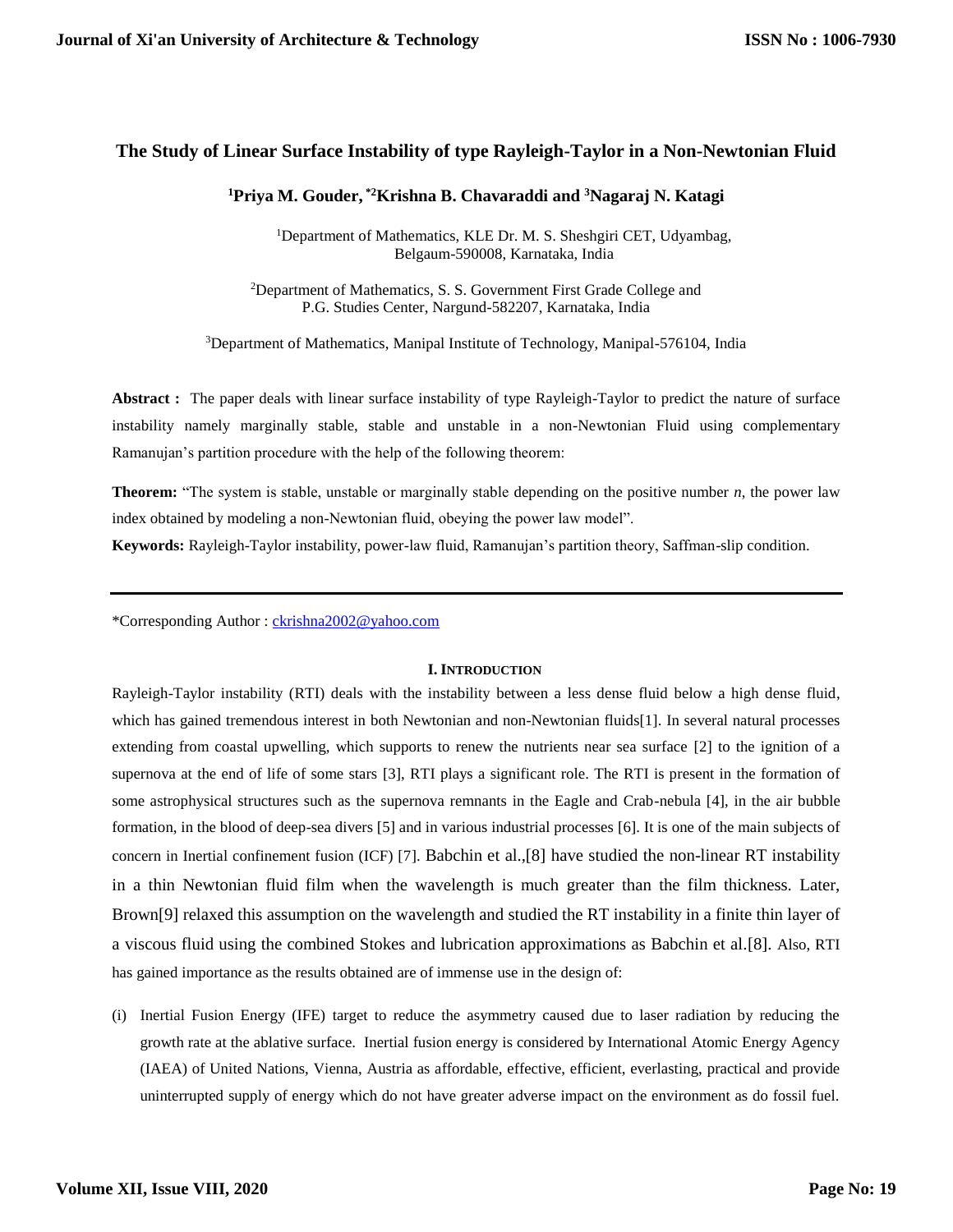# The Study of Linear Surface Instability of type Rayleigh-Taylor in a Non-Newtonian Fluid

**[1]Priya M. Gouder, *[2]Krishna B. Chavaraddi and [3]Nagaraj N. Katagi**

[1]Department of Mathematics, KLE Dr. M. S. Sheshgiri CET, Udyambag, Belgaum-590008, Karnataka, India

[2]Department of Mathematics, S. S. Government First Grade College and P.G. Studies Center, Nargund-582207, Karnataka, India

[3]Department of Mathematics, Manipal Institute of Technology, Manipal-576104, India

**Abstract :** The paper deals with linear surface instability of type Rayleigh-Taylor to predict the nature of surface instability namely marginally stable, stable and unstable in a non-Newtonian Fluid using complementary Ramanujan's partition procedure with the help of the following theorem:

**Theorem:** "The system is stable, unstable or marginally stable depending on the positive number *n*, the power law index obtained by modeling a non-Newtonian fluid, obeying the power law model".

**Keywords:** Rayleigh-Taylor instability, power-law fluid, Ramanujan's partition theory, Saffman-slip condition.

---

*Corresponding Author : ckrishna2002@yahoo.com

## I. Introduction

Rayleigh-Taylor instability (RTI) deals with the instability between a less dense fluid below a high dense fluid, which has gained tremendous interest in both Newtonian and non-Newtonian fluids[1]. In several natural processes extending from coastal upwelling, which supports to renew the nutrients near sea surface [2] to the ignition of a supernova at the end of life of some stars [3], RTI plays a significant role. The RTI is present in the formation of some astrophysical structures such as the supernova remnants in the Eagle and Crab-nebula [4], in the air bubble formation, in the blood of deep-sea divers [5] and in various industrial processes [6]. It is one of the main subjects of concern in Inertial confinement fusion (ICF) [7]. Babchin et al.,[8] have studied the non-linear RT instability in a thin Newtonian fluid film when the wavelength is much greater than the film thickness. Later, Brown[9] relaxed this assumption on the wavelength and studied the RT instability in a finite thin layer of a viscous fluid using the combined Stokes and lubrication approximations as Babchin et al.[8]. Also, RTI has gained importance as the results obtained are of immense use in the design of:

(i) Inertial Fusion Energy (IFE) target to reduce the asymmetry caused due to laser radiation by reducing the growth rate at the ablative surface. Inertial fusion energy is considered by International Atomic Energy Agency (IAEA) of United Nations, Vienna, Austria as affordable, effective, efficient, everlasting, practical and provide uninterrupted supply of energy which do not have greater adverse impact on the environment as do fossil fuel.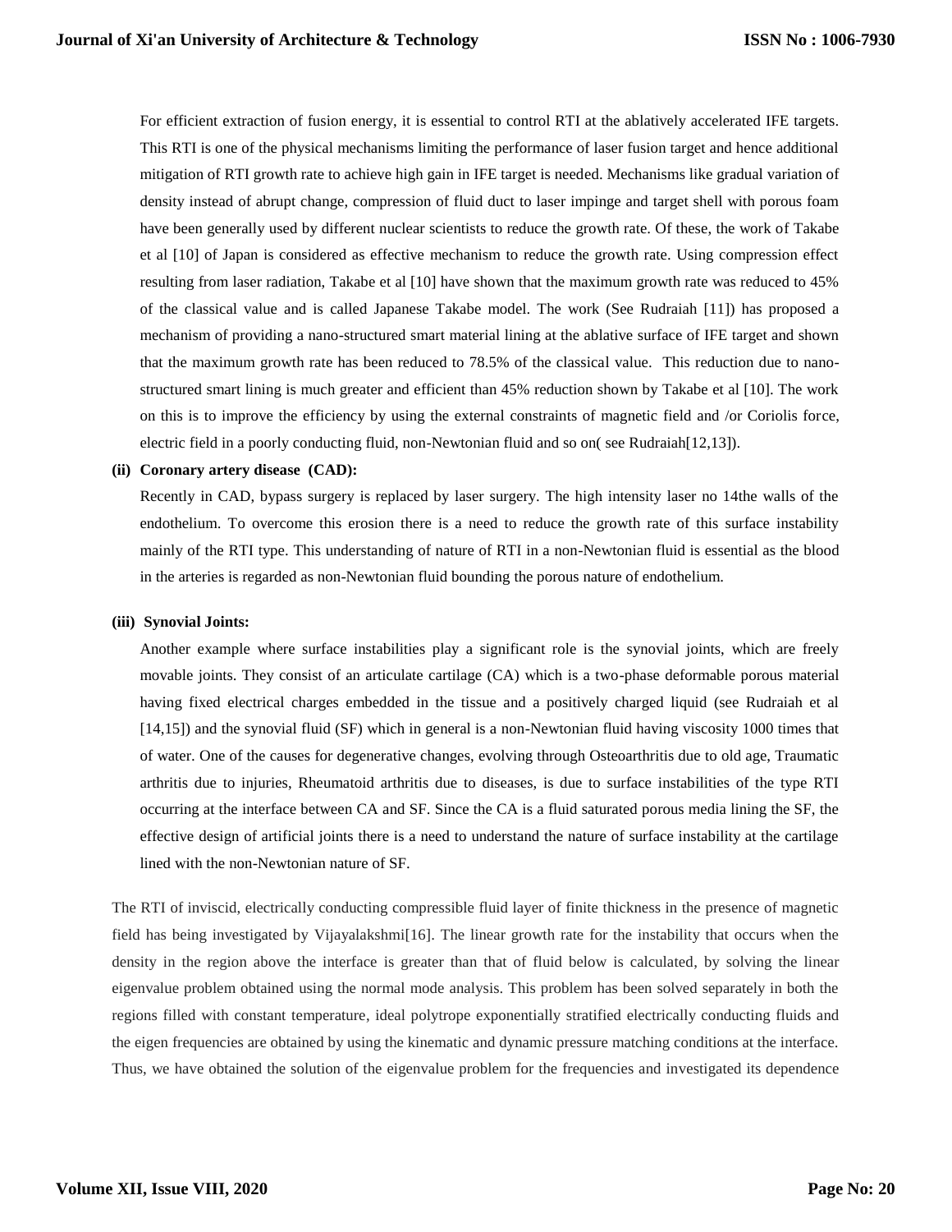For efficient extraction of fusion energy, it is essential to control RTI at the ablatively accelerated IFE targets. This RTI is one of the physical mechanisms limiting the performance of laser fusion target and hence additional mitigation of RTI growth rate to achieve high gain in IFE target is needed. Mechanisms like gradual variation of density instead of abrupt change, compression of fluid duct to laser impinge and target shell with porous foam have been generally used by different nuclear scientists to reduce the growth rate. Of these, the work of Takabe et al [10] of Japan is considered as effective mechanism to reduce the growth rate. Using compression effect resulting from laser radiation, Takabe et al [10] have shown that the maximum growth rate was reduced to 45% of the classical value and is called Japanese Takabe model. The work (See Rudraiah [11]) has proposed a mechanism of providing a nano-structured smart material lining at the ablative surface of IFE target and shown that the maximum growth rate has been reduced to 78.5% of the classical value. This reduction due to nano-structured smart lining is much greater and efficient than 45% reduction shown by Takabe et al [10]. The work on this is to improve the efficiency by using the external constraints of magnetic field and /or Coriolis force, electric field in a poorly conducting fluid, non-Newtonian fluid and so on( see Rudraiah[12,13]).

**(ii) Coronary artery disease (CAD):**

Recently in CAD, bypass surgery is replaced by laser surgery. The high intensity laser no 14the walls of the endothelium. To overcome this erosion there is a need to reduce the growth rate of this surface instability mainly of the RTI type. This understanding of nature of RTI in a non-Newtonian fluid is essential as the blood in the arteries is regarded as non-Newtonian fluid bounding the porous nature of endothelium.

**(iii) Synovial Joints:**

Another example where surface instabilities play a significant role is the synovial joints, which are freely movable joints. They consist of an articulate cartilage (CA) which is a two-phase deformable porous material having fixed electrical charges embedded in the tissue and a positively charged liquid (see Rudraiah et al [14,15]) and the synovial fluid (SF) which in general is a non-Newtonian fluid having viscosity 1000 times that of water. One of the causes for degenerative changes, evolving through Osteoarthritis due to old age, Traumatic arthritis due to injuries, Rheumatoid arthritis due to diseases, is due to surface instabilities of the type RTI occurring at the interface between CA and SF. Since the CA is a fluid saturated porous media lining the SF, the effective design of artificial joints there is a need to understand the nature of surface instability at the cartilage lined with the non-Newtonian nature of SF.

The RTI of inviscid, electrically conducting compressible fluid layer of finite thickness in the presence of magnetic field has being investigated by Vijayalakshmi[16]. The linear growth rate for the instability that occurs when the density in the region above the interface is greater than that of fluid below is calculated, by solving the linear eigenvalue problem obtained using the normal mode analysis. This problem has been solved separately in both the regions filled with constant temperature, ideal polytrope exponentially stratified electrically conducting fluids and the eigen frequencies are obtained by using the kinematic and dynamic pressure matching conditions at the interface. Thus, we have obtained the solution of the eigenvalue problem for the frequencies and investigated its dependence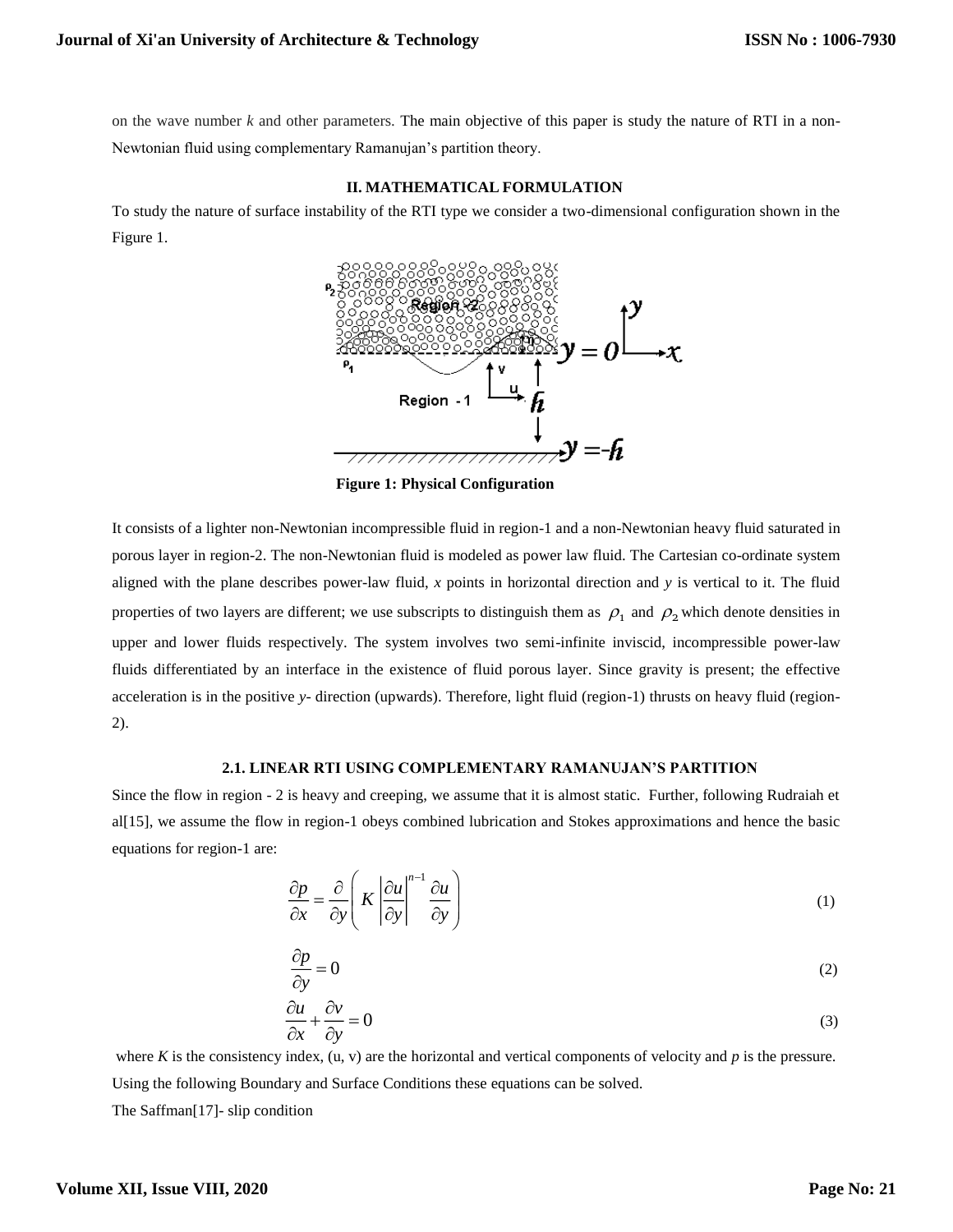on the wave number *k* and other parameters. The main objective of this paper is study the nature of RTI in a non-Newtonian fluid using complementary Ramanujan's partition theory.

## II. MATHEMATICAL FORMULATION

To study the nature of surface instability of the RTI type we consider a two-dimensional configuration shown in the Figure 1.

**Figure 1: Physical Configuration**

It consists of a lighter non-Newtonian incompressible fluid in region-1 and a non-Newtonian heavy fluid saturated in porous layer in region-2. The non-Newtonian fluid is modeled as power law fluid. The Cartesian co-ordinate system aligned with the plane describes power-law fluid, *x* points in horizontal direction and *y* is vertical to it. The fluid properties of two layers are different; we use subscripts to distinguish them as $\rho_1$ and $\rho_2$ which denote densities in upper and lower fluids respectively. The system involves two semi-infinite inviscid, incompressible power-law fluids differentiated by an interface in the existence of fluid porous layer. Since gravity is present; the effective acceleration is in the positive *y*- direction (upwards). Therefore, light fluid (region-1) thrusts on heavy fluid (region-2).

### 2.1. LINEAR RTI USING COMPLEMENTARY RAMANUJAN'S PARTITION

Since the flow in region - 2 is heavy and creeping, we assume that it is almost static. Further, following Rudraiah et al[15], we assume the flow in region-1 obeys combined lubrication and Stokes approximations and hence the basic equations for region-1 are:

$$\frac{\partial p}{\partial x} = \frac{\partial}{\partial y}\left( K \left|\frac{\partial u}{\partial y}\right|^{n-1} \frac{\partial u}{\partial y} \right) \tag{1}$$

$$\frac{\partial p}{\partial y} = 0 \tag{2}$$

$$\frac{\partial u}{\partial x} + \frac{\partial v}{\partial y} = 0 \tag{3}$$

where *K* is the consistency index, (u, v) are the horizontal and vertical components of velocity and *p* is the pressure. Using the following Boundary and Surface Conditions these equations can be solved.

The Saffman[17]- slip condition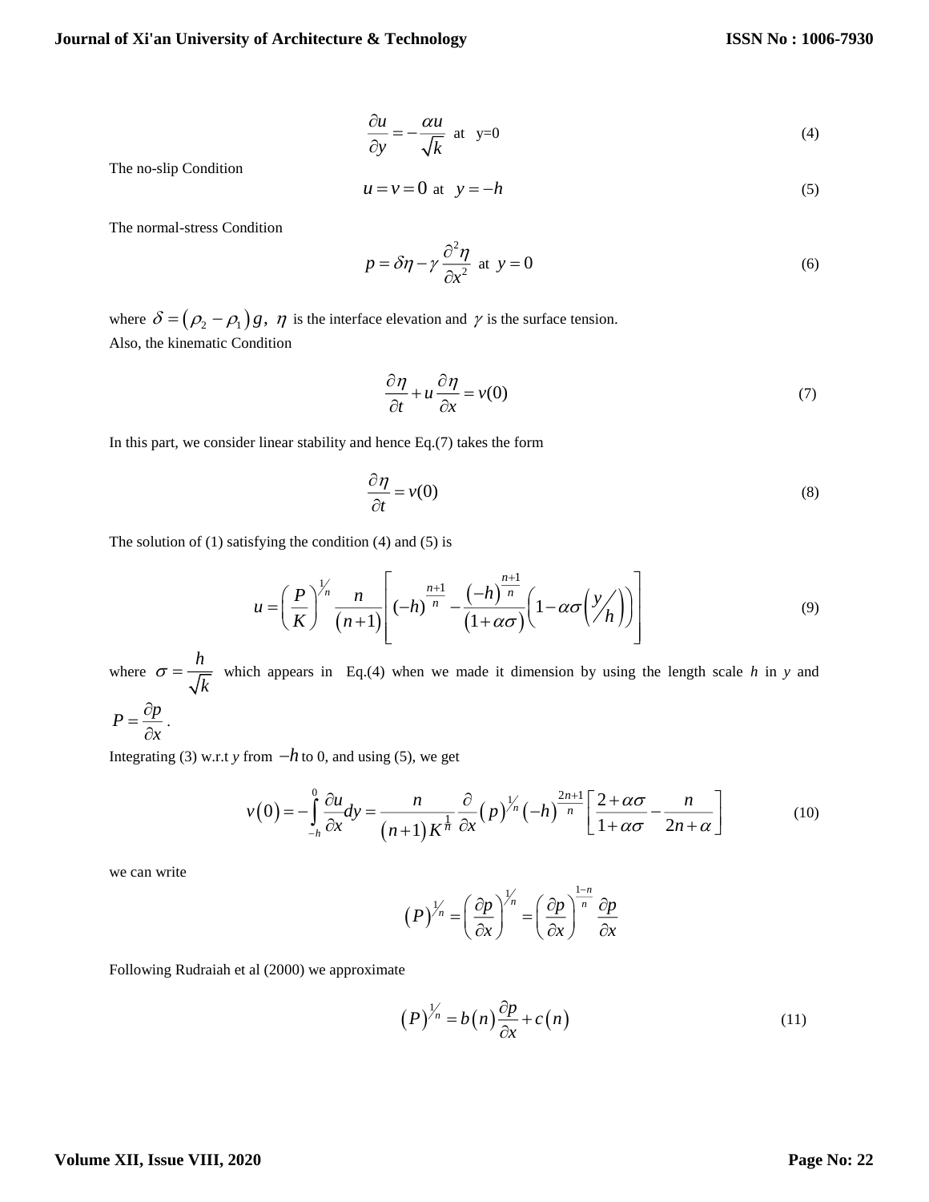$$\frac{\partial u}{\partial y} = -\frac{\alpha u}{\sqrt{k}} \text{ at } y=0 \tag{4}$$

The no-slip Condition

$$u = v = 0 \text{ at } y = -h \tag{5}$$

The normal-stress Condition

$$p = \delta\eta - \gamma \frac{\partial^2 \eta}{\partial x^2} \text{ at } y = 0 \tag{6}$$

where $\delta = (\rho_2 - \rho_1) g$, $\eta$ is the interface elevation and $\gamma$ is the surface tension.
Also, the kinematic Condition

$$\frac{\partial \eta}{\partial t} + u \frac{\partial \eta}{\partial x} = v(0) \tag{7}$$

In this part, we consider linear stability and hence Eq.(7) takes the form

$$\frac{\partial \eta}{\partial t} = v(0) \tag{8}$$

The solution of (1) satisfying the condition (4) and (5) is

$$u = \left(\frac{P}{K}\right)^{1/n} \frac{n}{(n+1)} \left[ (-h)^{\frac{n+1}{n}} - \frac{(-h)^{\frac{n+1}{n}}}{(1+\alpha\sigma)} \left(1 - \alpha\sigma\left(\frac{y}{h}\right)\right) \right] \tag{9}$$

where $\sigma = \frac{h}{\sqrt{k}}$ which appears in Eq.(4) when we made it dimension by using the length scale *h* in *y* and $P = \frac{\partial p}{\partial x}$.

Integrating (3) w.r.t *y* from $-h$ to 0, and using (5), we get

$$v(0) = -\int_{-h}^{0} \frac{\partial u}{\partial x} dy = \frac{n}{(n+1)K^{\frac{1}{n}}} \frac{\partial}{\partial x} (p)^{1/n} (-h)^{\frac{2n+1}{n}} \left[ \frac{2+\alpha\sigma}{1+\alpha\sigma} - \frac{n}{2n+\alpha} \right] \tag{10}$$

we can write

$$(P)^{1/n} = \left(\frac{\partial p}{\partial x}\right)^{1/n} = \left(\frac{\partial p}{\partial x}\right)^{\frac{1-n}{n}} \frac{\partial p}{\partial x}$$

Following Rudraiah et al (2000) we approximate

$$(P)^{1/n} = b(n) \frac{\partial p}{\partial x} + c(n) \tag{11}$$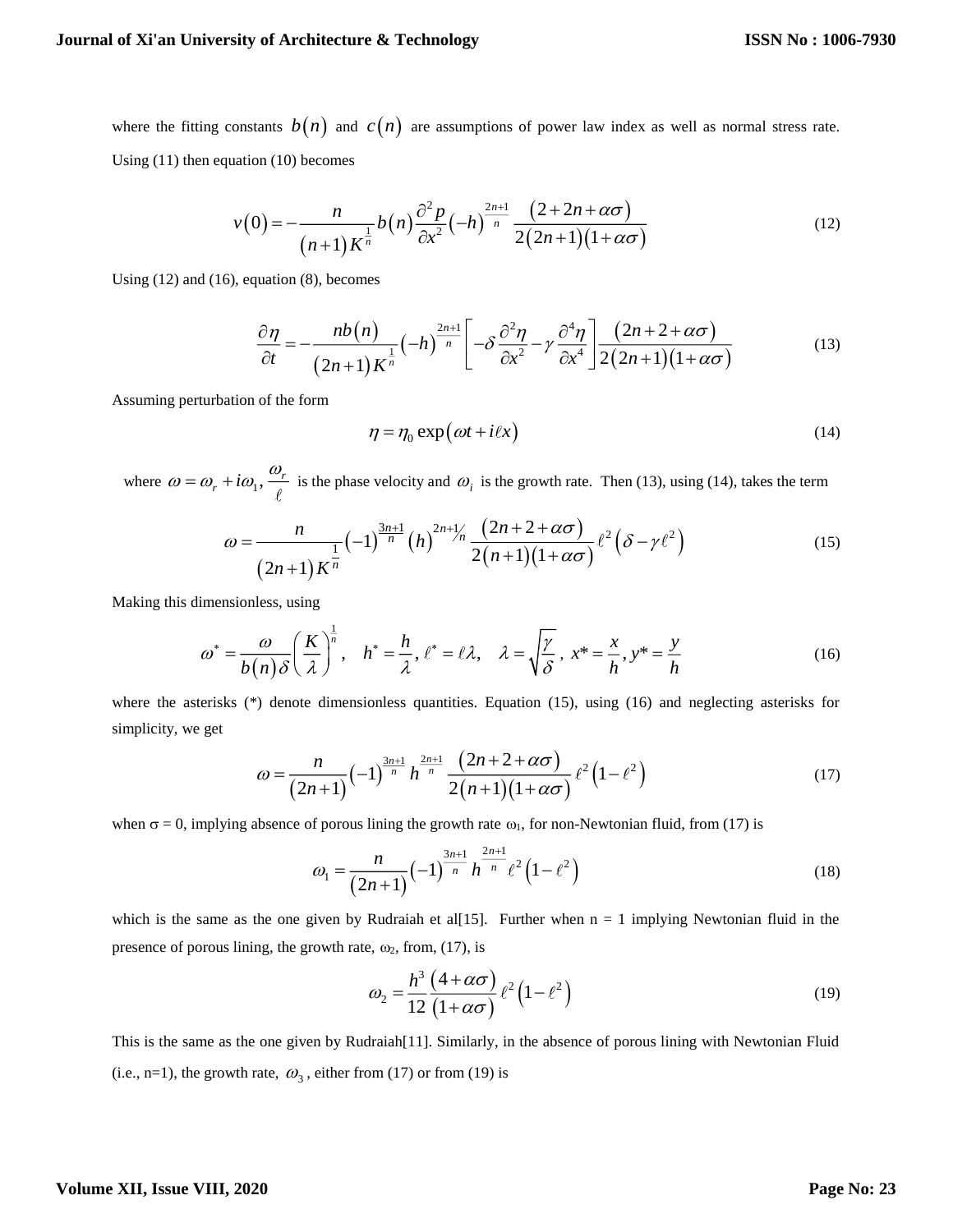where the fitting constants $b(n)$ and $c(n)$ are assumptions of power law index as well as normal stress rate. Using (11) then equation (10) becomes

$$v(0) = -\frac{n}{(n+1)K^{\frac{1}{n}}} b(n) \frac{\partial^2 p}{\partial x^2} (-h)^{\frac{2n+1}{n}} \frac{(2+2n+\alpha\sigma)}{2(2n+1)(1+\alpha\sigma)} \tag{12}$$

Using (12) and (16), equation (8), becomes

$$\frac{\partial \eta}{\partial t} = -\frac{nb(n)}{(2n+1)K^{\frac{1}{n}}} (-h)^{\frac{2n+1}{n}} \left[ -\delta \frac{\partial^2 \eta}{\partial x^2} - \gamma \frac{\partial^4 \eta}{\partial x^4} \right] \frac{(2n+2+\alpha\sigma)}{2(2n+1)(1+\alpha\sigma)} \tag{13}$$

Assuming perturbation of the form

$$\eta = \eta_0 \exp(\omega t + i\ell x) \tag{14}$$

where $\omega = \omega_r + i\omega_1, \frac{\omega_r}{\ell}$ is the phase velocity and $\omega_i$ is the growth rate. Then (13), using (14), takes the term

$$\omega = \frac{n}{(2n+1)K^{\frac{1}{n}}} (-1)^{\frac{3n+1}{n}} (h)^{2n+1/n} \frac{(2n+2+\alpha\sigma)}{2(n+1)(1+\alpha\sigma)} \ell^2 (\delta - \gamma \ell^2) \tag{15}$$

Making this dimensionless, using

$$\omega^* = \frac{\omega}{b(n)\delta} \left( \frac{K}{\lambda} \right)^{\frac{1}{n}}, \quad h^* = \frac{h}{\lambda}, \ell^* = \ell\lambda, \quad \lambda = \sqrt{\frac{\gamma}{\delta}}, \ x^* = \frac{x}{h}, y^* = \frac{y}{h} \tag{16}$$

where the asterisks (*) denote dimensionless quantities. Equation (15), using (16) and neglecting asterisks for simplicity, we get

$$\omega = \frac{n}{(2n+1)} (-1)^{\frac{3n+1}{n}} h^{\frac{2n+1}{n}} \frac{(2n+2+\alpha\sigma)}{2(n+1)(1+\alpha\sigma)} \ell^2 (1-\ell^2) \tag{17}$$

when $\sigma = 0$, implying absence of porous lining the growth rate $\omega_1$, for non-Newtonian fluid, from (17) is

$$\omega_1 = \frac{n}{(2n+1)} (-1)^{\frac{3n+1}{n}} h^{\frac{2n+1}{n}} \ell^2 (1-\ell^2) \tag{18}$$

which is the same as the one given by Rudraiah et al[15]. Further when n = 1 implying Newtonian fluid in the presence of porous lining, the growth rate, $\omega_2$, from, (17), is

$$\omega_2 = \frac{h^3}{12} \frac{(4+\alpha\sigma)}{(1+\alpha\sigma)} \ell^2 (1-\ell^2) \tag{19}$$

This is the same as the one given by Rudraiah[11]. Similarly, in the absence of porous lining with Newtonian Fluid (i.e., n=1), the growth rate, $\omega_3$, either from (17) or from (19) is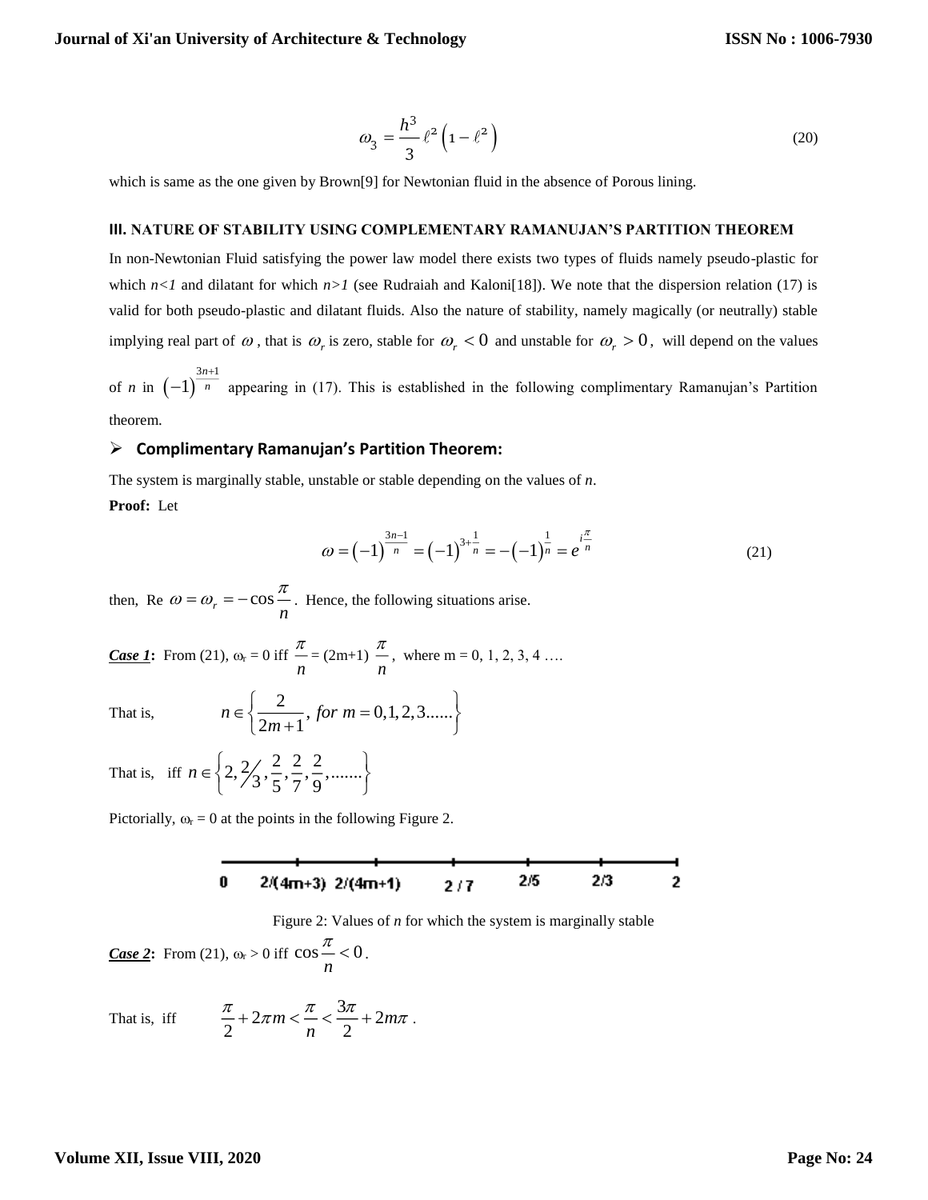$$\omega_3 = \frac{h^3}{3} \ell^2 \left(1 - \ell^2\right) \tag{20}$$

which is same as the one given by Brown[9] for Newtonian fluid in the absence of Porous lining.

## III. NATURE OF STABILITY USING COMPLEMENTARY RAMANUJAN'S PARTITION THEOREM

In non-Newtonian Fluid satisfying the power law model there exists two types of fluids namely pseudo-plastic for which $n<1$ and dilatant for which $n>1$ (see Rudraiah and Kaloni[18]). We note that the dispersion relation (17) is valid for both pseudo-plastic and dilatant fluids. Also the nature of stability, namely magically (or neutrally) stable implying real part of $\omega$, that is $\omega_r$ is zero, stable for $\omega_r < 0$ and unstable for $\omega_r > 0$, will depend on the values of $n$ in $(-1)^{\frac{3n+1}{n}}$ appearing in (17). This is established in the following complimentary Ramanujan's Partition theorem.

### Complimentary Ramanujan's Partition Theorem:

The system is marginally stable, unstable or stable depending on the values of $n$.

**Proof:** Let

$$\omega = (-1)^{\frac{3n-1}{n}} = (-1)^{3+\frac{1}{n}} = -(-1)^{\frac{1}{n}} = e^{i\frac{\pi}{n}} \tag{21}$$

then, Re $\omega = \omega_r = -\cos\frac{\pi}{n}$. Hence, the following situations arise.

***Case 1*:** From (21), $\omega_r = 0$ iff $\frac{\pi}{n} = (2m+1)\ \frac{\pi}{n}$, where m = 0, 1, 2, 3, 4 ….

That is, $n \in \left\{ \frac{2}{2m+1}, \text{ for } m = 0,1,2,3...... \right\}$

That is, iff $n \in \left\{ 2, 2/3, \frac{2}{5}, \frac{2}{7}, \frac{2}{9}, ....... \right\}$

Pictorially, $\omega_r = 0$ at the points in the following Figure 2.

0 2/(4m+3) 2/(4m+1) 2/7 2/5 2/3 2

Figure 2: Values of *n* for which the system is marginally stable

***Case 2*:** From (21), $\omega_r > 0$ iff $\cos\frac{\pi}{n} < 0$.

That is, iff $\frac{\pi}{2} + 2\pi m < \frac{\pi}{n} < \frac{3\pi}{2} + 2m\pi$ .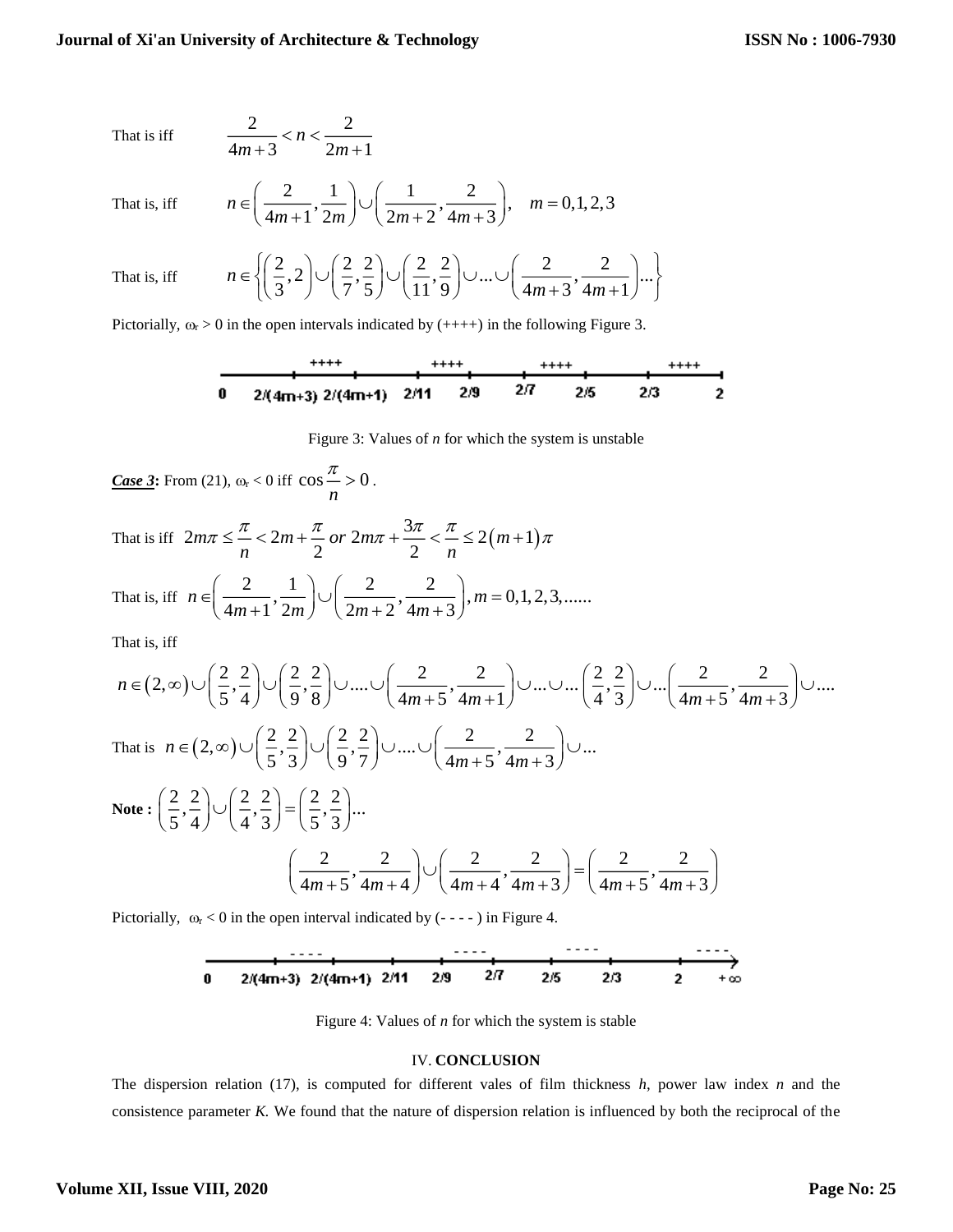That is iff $\quad \dfrac{2}{4m+3} < n < \dfrac{2}{2m+1}$

That is, iff $\quad n \in \left( \dfrac{2}{4m+1}, \dfrac{1}{2m} \right) \cup \left( \dfrac{1}{2m+2}, \dfrac{2}{4m+3} \right), \quad m = 0,1,2,3$

That is, iff $\quad n \in \left\{ \left( \dfrac{2}{3}, 2 \right) \cup \left( \dfrac{2}{7}, \dfrac{2}{5} \right) \cup \left( \dfrac{2}{11}, \dfrac{2}{9} \right) \cup ... \cup \left( \dfrac{2}{4m+3}, \dfrac{2}{4m+1} \right) ... \right\}$

Pictorially, $\omega_r > 0$ in the open intervals indicated by (++++) in the following Figure 3.

```
        ++++            ++++          ++++           ++++
---|------|------|------|------|------|------|------|------|
0  2/(4m+3) 2/(4m+1)  2/11   2/9    2/7    2/5    2/3     2
```

Figure 3: Values of *n* for which the system is unstable

***Case 3*:** From (21), $\omega_r < 0$ iff $\cos \dfrac{\pi}{n} > 0$.

That is iff $\; 2m\pi \leq \dfrac{\pi}{n} < 2m + \dfrac{\pi}{2} \; or \; 2m\pi + \dfrac{3\pi}{2} < \dfrac{\pi}{n} \leq 2(m+1)\pi$

That is, iff $\; n \in \left( \dfrac{2}{4m+1}, \dfrac{1}{2m} \right) \cup \left( \dfrac{2}{2m+2}, \dfrac{2}{4m+3} \right), m = 0,1,2,3,......$

That is, iff

$$n \in (2,\infty) \cup \left( \frac{2}{5}, \frac{2}{4} \right) \cup \left( \frac{2}{9}, \frac{2}{8} \right) \cup .... \cup \left( \frac{2}{4m+5}, \frac{2}{4m+1} \right) \cup ... \cup ... \left( \frac{2}{4}, \frac{2}{3} \right) \cup ... \left( \frac{2}{4m+5}, \frac{2}{4m+3} \right) \cup ....$$

That is $\; n \in (2,\infty) \cup \left( \dfrac{2}{5}, \dfrac{2}{3} \right) \cup \left( \dfrac{2}{9}, \dfrac{2}{7} \right) \cup .... \cup \left( \dfrac{2}{4m+5}, \dfrac{2}{4m+3} \right) \cup ...$

**Note :** $\left( \dfrac{2}{5}, \dfrac{2}{4} \right) \cup \left( \dfrac{2}{4}, \dfrac{2}{3} \right) = \left( \dfrac{2}{5}, \dfrac{2}{3} \right) ...$

$$\left( \frac{2}{4m+5}, \frac{2}{4m+4} \right) \cup \left( \frac{2}{4m+4}, \frac{2}{4m+3} \right) = \left( \frac{2}{4m+5}, \frac{2}{4m+3} \right)$$

Pictorially, $\omega_r < 0$ in the open interval indicated by (- - - - ) in Figure 4.

```
        ----            ----          ----           ----
---|------|------|------|------|------|------|------|------>
0  2/(4m+3) 2/(4m+1)  2/11   2/9    2/7    2/5    2/3     2    +∞
```

Figure 4: Values of *n* for which the system is stable

## IV. CONCLUSION

The dispersion relation (17), is computed for different vales of film thickness *h*, power law index *n* and the consistence parameter *K.* We found that the nature of dispersion relation is influenced by both the reciprocal of the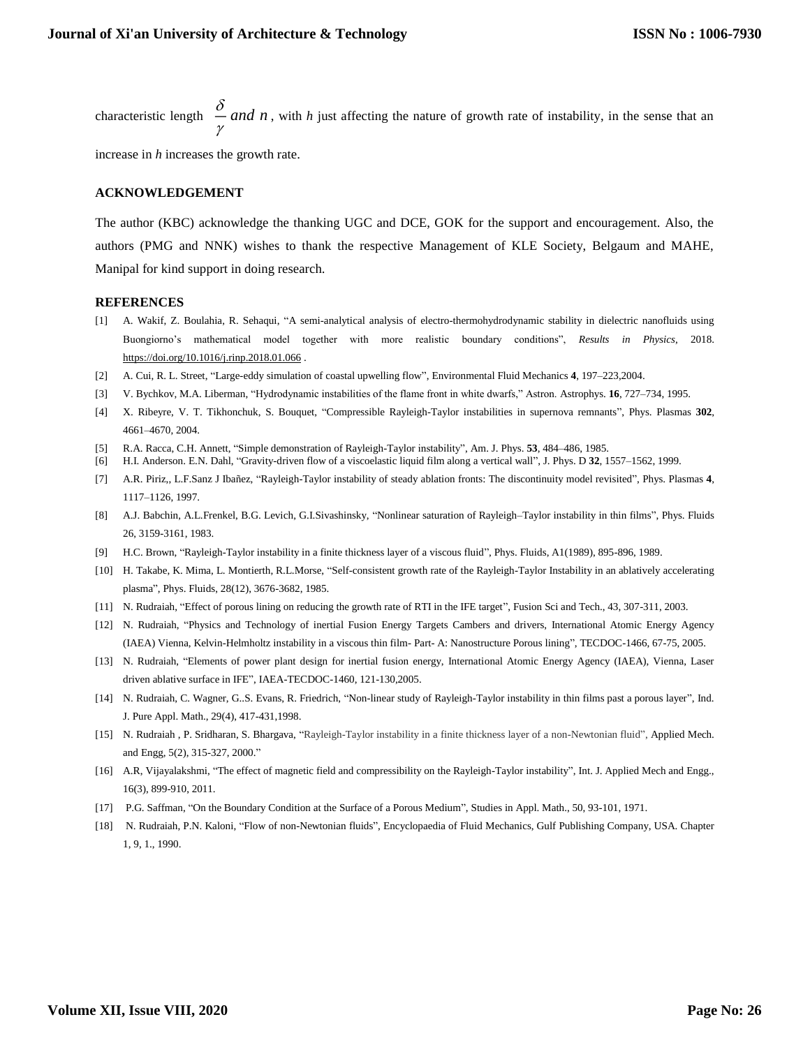characteristic length $\frac{\delta}{\gamma}$ *and* $n$, with *h* just affecting the nature of growth rate of instability, in the sense that an increase in *h* increases the growth rate.

## ACKNOWLEDGEMENT

The author (KBC) acknowledge the thanking UGC and DCE, GOK for the support and encouragement. Also, the authors (PMG and NNK) wishes to thank the respective Management of KLE Society, Belgaum and MAHE, Manipal for kind support in doing research.

## REFERENCES

[1] A. Wakif, Z. Boulahia, R. Sehaqui, "A semi-analytical analysis of electro-thermohydrodynamic stability in dielectric nanofluids using Buongiorno's mathematical model together with more realistic boundary conditions", *Results in Physics*, 2018. https://doi.org/10.1016/j.rinp.2018.01.066 .

[2] A. Cui, R. L. Street, "Large-eddy simulation of coastal upwelling flow", Environmental Fluid Mechanics **4**, 197–223,2004.

[3] V. Bychkov, M.A. Liberman, "Hydrodynamic instabilities of the flame front in white dwarfs," Astron. Astrophys. **16**, 727–734, 1995.

[4] X. Ribeyre, V. T. Tikhonchuk, S. Bouquet, "Compressible Rayleigh-Taylor instabilities in supernova remnants", Phys. Plasmas **302**, 4661–4670, 2004.

[5] R.A. Racca, C.H. Annett, "Simple demonstration of Rayleigh-Taylor instability", Am. J. Phys. **53**, 484–486, 1985.

[6] H.I. Anderson. E.N. Dahl, "Gravity-driven flow of a viscoelastic liquid film along a vertical wall", J. Phys. D **32**, 1557–1562, 1999.

[7] A.R. Piriz,, L.F.Sanz J Ibañez, "Rayleigh-Taylor instability of steady ablation fronts: The discontinuity model revisited", Phys. Plasmas **4**, 1117–1126, 1997.

[8] A.J. Babchin, A.L.Frenkel, B.G. Levich, G.I.Sivashinsky, "Nonlinear saturation of Rayleigh–Taylor instability in thin films", Phys. Fluids 26, 3159-3161, 1983.

[9] H.C. Brown, "Rayleigh-Taylor instability in a finite thickness layer of a viscous fluid", Phys. Fluids, A1(1989), 895-896, 1989.

[10] H. Takabe, K. Mima, L. Montierth, R.L.Morse, "Self-consistent growth rate of the Rayleigh-Taylor Instability in an ablatively accelerating plasma", Phys. Fluids, 28(12), 3676-3682, 1985.

[11] N. Rudraiah, "Effect of porous lining on reducing the growth rate of RTI in the IFE target", Fusion Sci and Tech., 43, 307-311, 2003.

[12] N. Rudraiah, "Physics and Technology of inertial Fusion Energy Targets Cambers and drivers, International Atomic Energy Agency (IAEA) Vienna, Kelvin-Helmholtz instability in a viscous thin film- Part- A: Nanostructure Porous lining", TECDOC-1466, 67-75, 2005.

[13] N. Rudraiah, "Elements of power plant design for inertial fusion energy, International Atomic Energy Agency (IAEA), Vienna, Laser driven ablative surface in IFE", IAEA-TECDOC-1460, 121-130,2005.

[14] N. Rudraiah, C. Wagner, G..S. Evans, R. Friedrich, "Non-linear study of Rayleigh-Taylor instability in thin films past a porous layer", Ind. J. Pure Appl. Math., 29(4), 417-431,1998.

[15] N. Rudraiah , P. Sridharan, S. Bhargava, "Rayleigh-Taylor instability in a finite thickness layer of a non-Newtonian fluid", Applied Mech. and Engg, 5(2), 315-327, 2000."

[16] A.R, Vijayalakshmi, "The effect of magnetic field and compressibility on the Rayleigh-Taylor instability", Int. J. Applied Mech and Engg., 16(3), 899-910, 2011.

[17] P.G. Saffman, "On the Boundary Condition at the Surface of a Porous Medium", Studies in Appl. Math., 50, 93-101, 1971.

[18] N. Rudraiah, P.N. Kaloni, "Flow of non-Newtonian fluids", Encyclopaedia of Fluid Mechanics, Gulf Publishing Company, USA. Chapter 1, 9, 1., 1990.